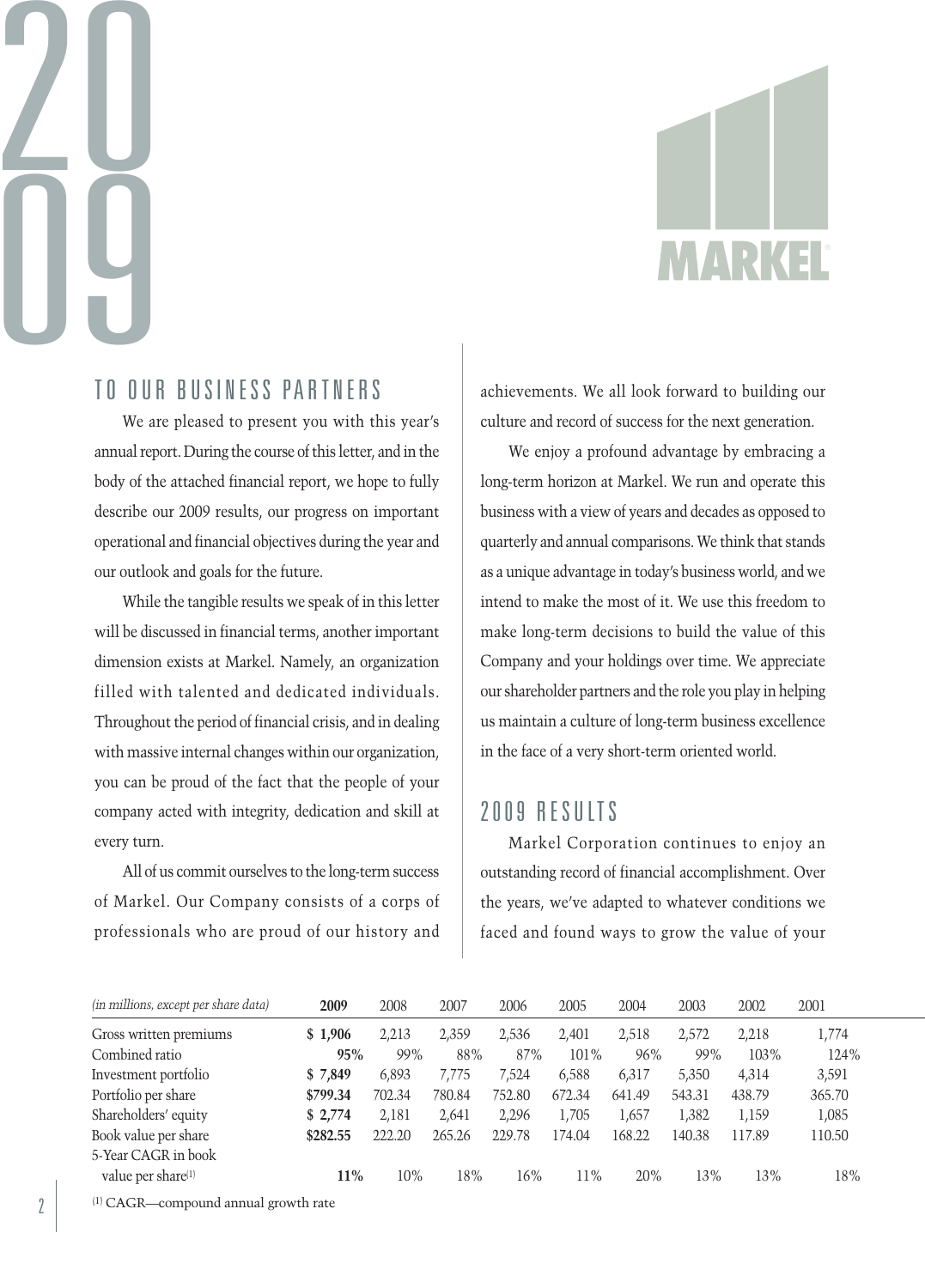# 2009

# MARKEL

## TO OUR BUSINESS PARTNERS

We are pleased to present you with this year's annual report. During the course of this letter, and in the body of the attached financial report, we hope to fully describe our 2009 results, our progress on important operational and financial objectives during the year and our outlook and goals for the future.

While the tangible results we speak of in this letter will be discussed in financial terms, another important dimension exists at Markel. Namely, an organization filled with talented and dedicated individuals. Throughout the period of financial crisis, and in dealing with massive internal changes within our organization, you can be proud of the fact that the people of your company acted with integrity, dedication and skill at every turn.

All of us commit ourselves to the long-term success of Markel. Our Company consists of a corps of professionals who are proud of our history and achievements. We all look forward to building our culture and record of success for the next generation.

We enjoy a profound advantage by embracing a long-term horizon at Markel. We run and operate this business with a view of years and decades as opposed to quarterly and annual comparisons. We think that stands as a unique advantage in today's business world, and we intend to make the most of it. We use this freedom to make long-term decisions to build the value of this Company and your holdings over time. We appreciate our shareholder partners and the role you play in helping us maintain a culture of long-term business excellence in the face of a very short-term oriented world.

## 2009 RESULTS

Markel Corporation continues to enjoy an outstanding record of financial accomplishment. Over the years, we've adapted to whatever conditions we faced and found ways to grow the value of your

| *(in millions, except per share data)* | **2009** | 2008 | 2007 | 2006 | 2005 | 2004 | 2003 | 2002 | 2001 |
|---|---|---|---|---|---|---|---|---|---|
| Gross written premiums | **$ 1,906** | 2,213 | 2,359 | 2,536 | 2,401 | 2,518 | 2,572 | 2,218 | 1,774 |
| Combined ratio | **95%** | 99% | 88% | 87% | 101% | 96% | 99% | 103% | 124% |
| Investment portfolio | **$ 7,849** | 6,893 | 7,775 | 7,524 | 6,588 | 6,317 | 5,350 | 4,314 | 3,591 |
| Portfolio per share | **$799.34** | 702.34 | 780.84 | 752.80 | 672.34 | 641.49 | 543.31 | 438.79 | 365.70 |
| Shareholders' equity | **$ 2,774** | 2,181 | 2,641 | 2,296 | 1,705 | 1,657 | 1,382 | 1,159 | 1,085 |
| Book value per share | **$282.55** | 222.20 | 265.26 | 229.78 | 174.04 | 168.22 | 140.38 | 117.89 | 110.50 |
| 5-Year CAGR in book value per share[1] | **11%** | 10% | 18% | 16% | 11% | 20% | 13% | 13% | 18% |

[1] CAGR—compound annual growth rate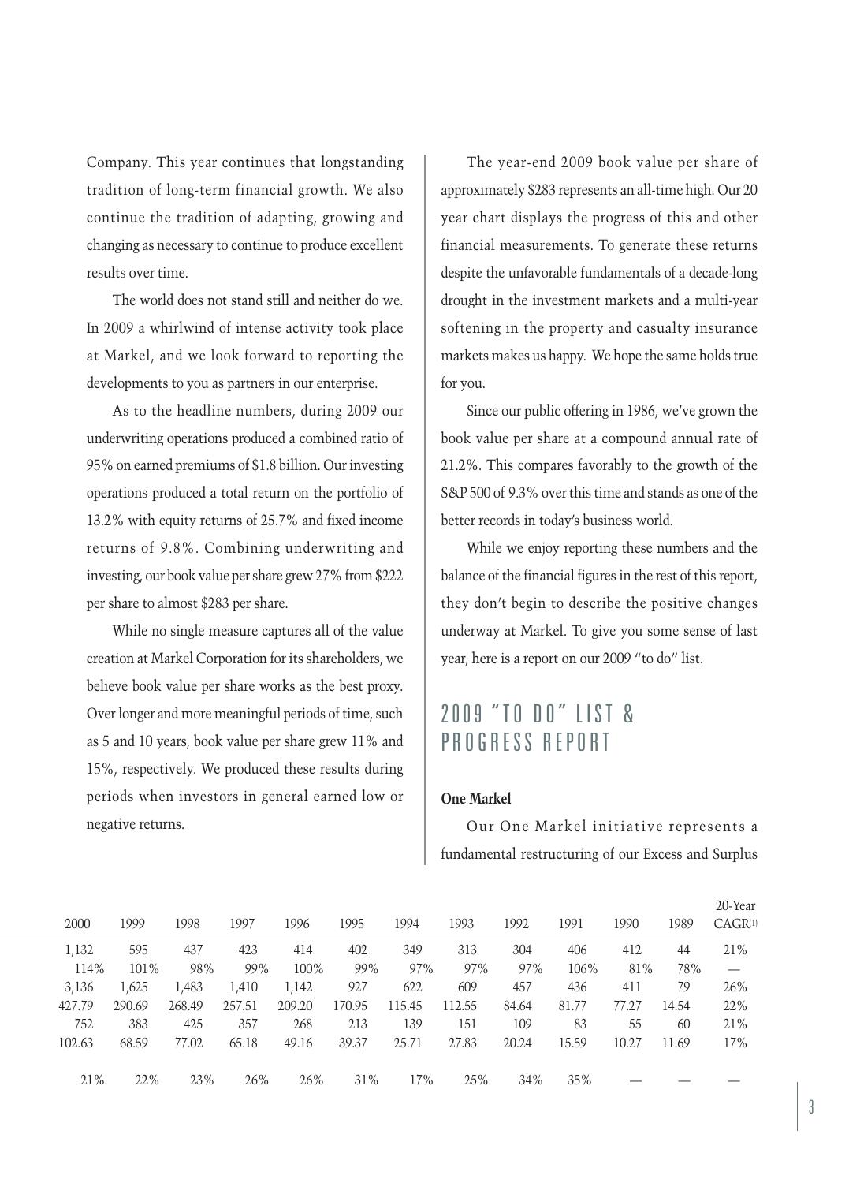Company. This year continues that longstanding tradition of long-term financial growth. We also continue the tradition of adapting, growing and changing as necessary to continue to produce excellent results over time.

The world does not stand still and neither do we. In 2009 a whirlwind of intense activity took place at Markel, and we look forward to reporting the developments to you as partners in our enterprise.

As to the headline numbers, during 2009 our underwriting operations produced a combined ratio of 95% on earned premiums of $1.8 billion. Our investing operations produced a total return on the portfolio of 13.2% with equity returns of 25.7% and fixed income returns of 9.8%. Combining underwriting and investing, our book value per share grew 27% from $222 per share to almost $283 per share.

While no single measure captures all of the value creation at Markel Corporation for its shareholders, we believe book value per share works as the best proxy. Over longer and more meaningful periods of time, such as 5 and 10 years, book value per share grew 11% and 15%, respectively. We produced these results during periods when investors in general earned low or negative returns.

The year-end 2009 book value per share of approximately $283 represents an all-time high. Our 20 year chart displays the progress of this and other financial measurements. To generate these returns despite the unfavorable fundamentals of a decade-long drought in the investment markets and a multi-year softening in the property and casualty insurance markets makes us happy. We hope the same holds true for you.

Since our public offering in 1986, we've grown the book value per share at a compound annual rate of 21.2%. This compares favorably to the growth of the S&P 500 of 9.3% over this time and stands as one of the better records in today's business world.

While we enjoy reporting these numbers and the balance of the financial figures in the rest of this report, they don't begin to describe the positive changes underway at Markel. To give you some sense of last year, here is a report on our 2009 "to do" list.

## 2009 "TO DO" LIST & PROGRESS REPORT

**One Markel**

Our One Markel initiative represents a fundamental restructuring of our Excess and Surplus

| 2000 | 1999 | 1998 | 1997 | 1996 | 1995 | 1994 | 1993 | 1992 | 1991 | 1990 | 1989 | 20-Year CAGR[1] |
|---|---|---|---|---|---|---|---|---|---|---|---|---|
| 1,132 | 595 | 437 | 423 | 414 | 402 | 349 | 313 | 304 | 406 | 412 | 44 | 21% |
| 114% | 101% | 98% | 99% | 100% | 99% | 97% | 97% | 97% | 106% | 81% | 78% | — |
| 3,136 | 1,625 | 1,483 | 1,410 | 1,142 | 927 | 622 | 609 | 457 | 436 | 411 | 79 | 26% |
| 427.79 | 290.69 | 268.49 | 257.51 | 209.20 | 170.95 | 115.45 | 112.55 | 84.64 | 81.77 | 77.27 | 14.54 | 22% |
| 752 | 383 | 425 | 357 | 268 | 213 | 139 | 151 | 109 | 83 | 55 | 60 | 21% |
| 102.63 | 68.59 | 77.02 | 65.18 | 49.16 | 39.37 | 25.71 | 27.83 | 20.24 | 15.59 | 10.27 | 11.69 | 17% |
| 21% | 22% | 23% | 26% | 26% | 31% | 17% | 25% | 34% | 35% | — | — | — |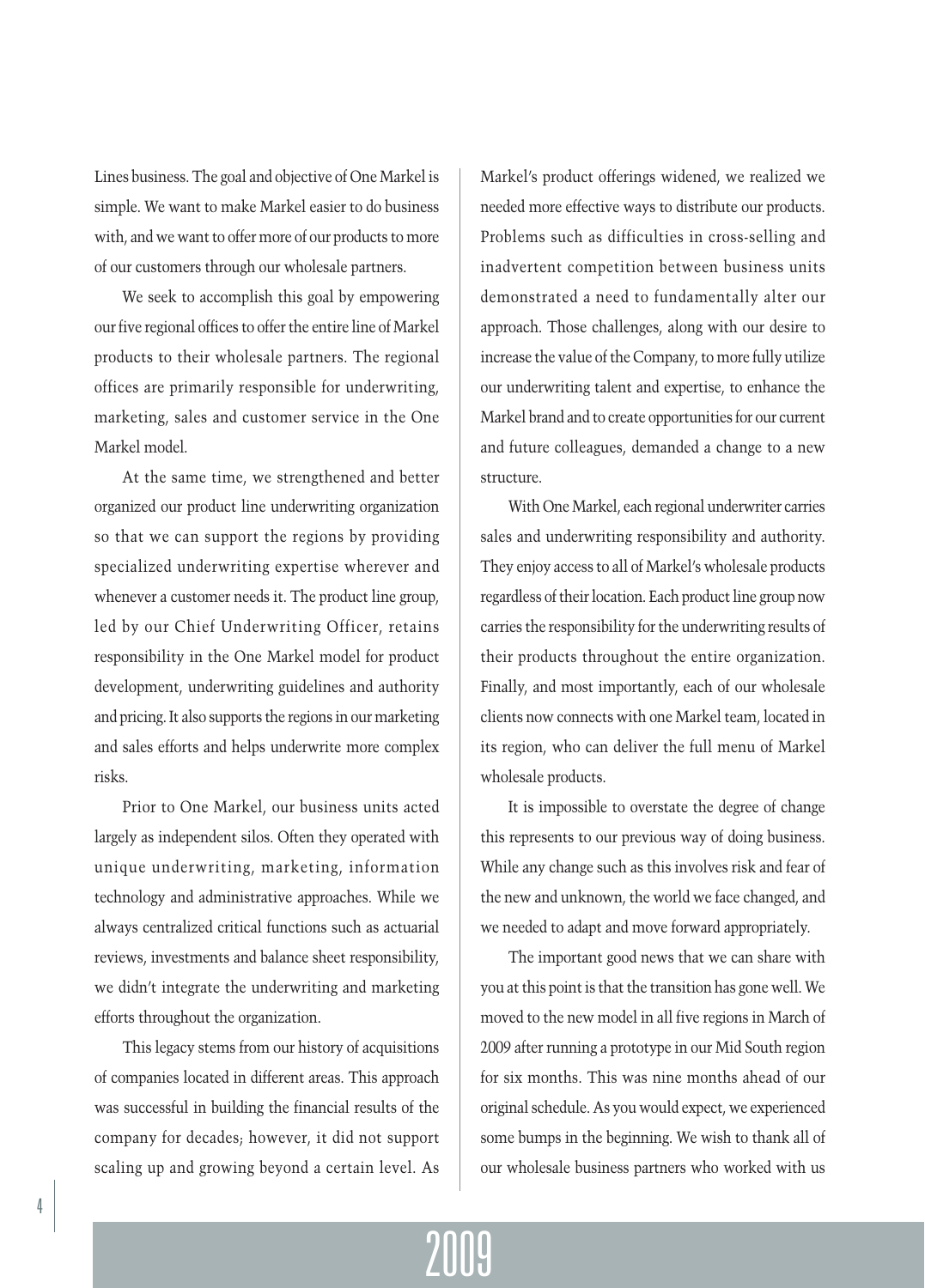Lines business. The goal and objective of One Markel is simple. We want to make Markel easier to do business with, and we want to offer more of our products to more of our customers through our wholesale partners.

We seek to accomplish this goal by empowering our five regional offices to offer the entire line of Markel products to their wholesale partners. The regional offices are primarily responsible for underwriting, marketing, sales and customer service in the One Markel model.

At the same time, we strengthened and better organized our product line underwriting organization so that we can support the regions by providing specialized underwriting expertise wherever and whenever a customer needs it. The product line group, led by our Chief Underwriting Officer, retains responsibility in the One Markel model for product development, underwriting guidelines and authority and pricing. It also supports the regions in our marketing and sales efforts and helps underwrite more complex risks.

Prior to One Markel, our business units acted largely as independent silos. Often they operated with unique underwriting, marketing, information technology and administrative approaches. While we always centralized critical functions such as actuarial reviews, investments and balance sheet responsibility, we didn't integrate the underwriting and marketing efforts throughout the organization.

This legacy stems from our history of acquisitions of companies located in different areas. This approach was successful in building the financial results of the company for decades; however, it did not support scaling up and growing beyond a certain level. As Markel's product offerings widened, we realized we needed more effective ways to distribute our products. Problems such as difficulties in cross-selling and inadvertent competition between business units demonstrated a need to fundamentally alter our approach. Those challenges, along with our desire to increase the value of the Company, to more fully utilize our underwriting talent and expertise, to enhance the Markel brand and to create opportunities for our current and future colleagues, demanded a change to a new structure.

With One Markel, each regional underwriter carries sales and underwriting responsibility and authority. They enjoy access to all of Markel's wholesale products regardless of their location. Each product line group now carries the responsibility for the underwriting results of their products throughout the entire organization. Finally, and most importantly, each of our wholesale clients now connects with one Markel team, located in its region, who can deliver the full menu of Markel wholesale products.

It is impossible to overstate the degree of change this represents to our previous way of doing business. While any change such as this involves risk and fear of the new and unknown, the world we face changed, and we needed to adapt and move forward appropriately.

The important good news that we can share with you at this point is that the transition has gone well. We moved to the new model in all five regions in March of 2009 after running a prototype in our Mid South region for six months. This was nine months ahead of our original schedule. As you would expect, we experienced some bumps in the beginning. We wish to thank all of our wholesale business partners who worked with us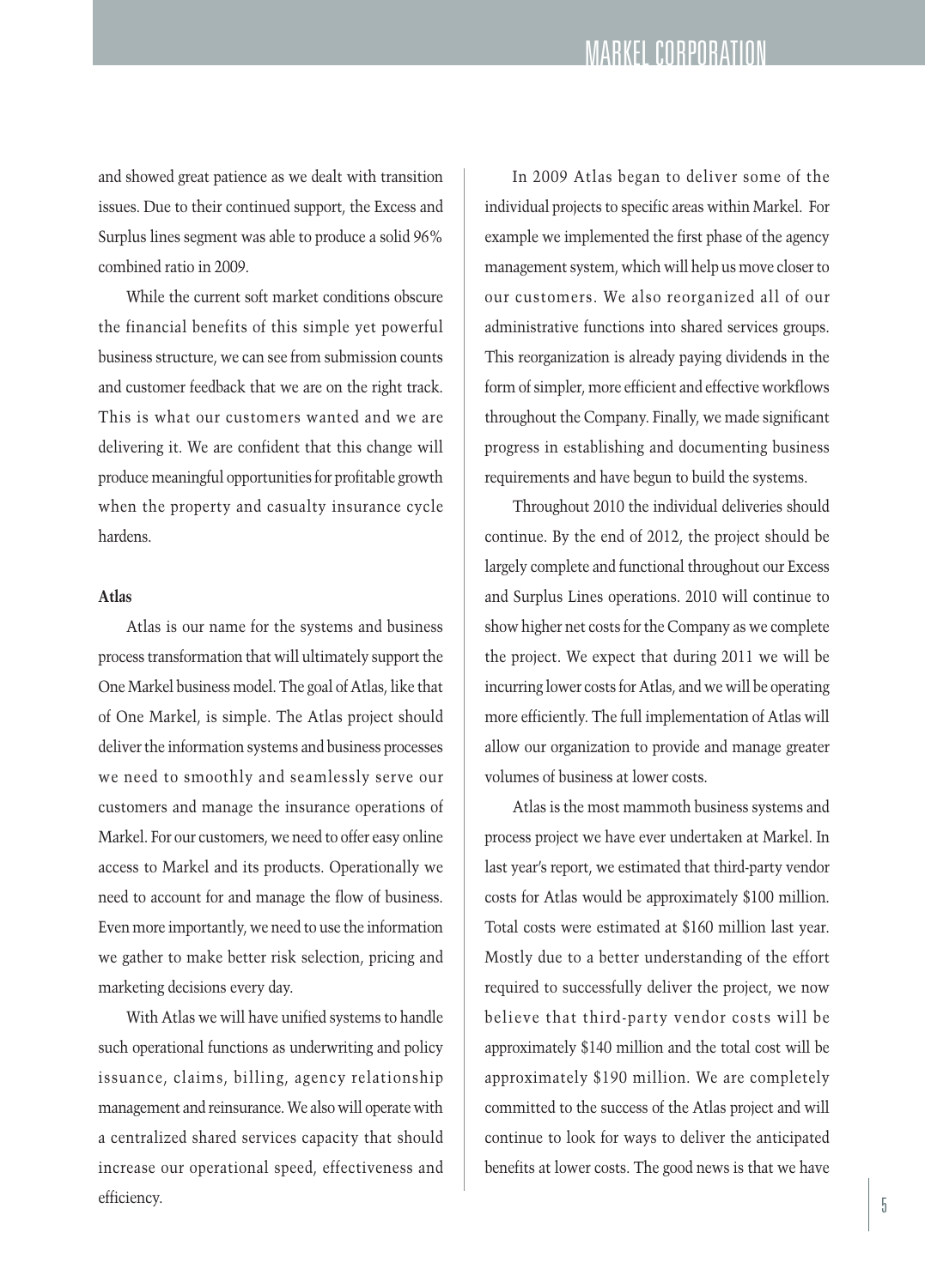and showed great patience as we dealt with transition issues. Due to their continued support, the Excess and Surplus lines segment was able to produce a solid 96% combined ratio in 2009.

While the current soft market conditions obscure the financial benefits of this simple yet powerful business structure, we can see from submission counts and customer feedback that we are on the right track. This is what our customers wanted and we are delivering it. We are confident that this change will produce meaningful opportunities for profitable growth when the property and casualty insurance cycle hardens.

**Atlas**

Atlas is our name for the systems and business process transformation that will ultimately support the One Markel business model. The goal of Atlas, like that of One Markel, is simple. The Atlas project should deliver the information systems and business processes we need to smoothly and seamlessly serve our customers and manage the insurance operations of Markel. For our customers, we need to offer easy online access to Markel and its products. Operationally we need to account for and manage the flow of business. Even more importantly, we need to use the information we gather to make better risk selection, pricing and marketing decisions every day.

With Atlas we will have unified systems to handle such operational functions as underwriting and policy issuance, claims, billing, agency relationship management and reinsurance. We also will operate with a centralized shared services capacity that should increase our operational speed, effectiveness and efficiency.

In 2009 Atlas began to deliver some of the individual projects to specific areas within Markel. For example we implemented the first phase of the agency management system, which will help us move closer to our customers. We also reorganized all of our administrative functions into shared services groups. This reorganization is already paying dividends in the form of simpler, more efficient and effective workflows throughout the Company. Finally, we made significant progress in establishing and documenting business requirements and have begun to build the systems.

Throughout 2010 the individual deliveries should continue. By the end of 2012, the project should be largely complete and functional throughout our Excess and Surplus Lines operations. 2010 will continue to show higher net costs for the Company as we complete the project. We expect that during 2011 we will be incurring lower costs for Atlas, and we will be operating more efficiently. The full implementation of Atlas will allow our organization to provide and manage greater volumes of business at lower costs.

Atlas is the most mammoth business systems and process project we have ever undertaken at Markel. In last year's report, we estimated that third-party vendor costs for Atlas would be approximately $100 million. Total costs were estimated at $160 million last year. Mostly due to a better understanding of the effort required to successfully deliver the project, we now believe that third-party vendor costs will be approximately $140 million and the total cost will be approximately $190 million. We are completely committed to the success of the Atlas project and will continue to look for ways to deliver the anticipated benefits at lower costs. The good news is that we have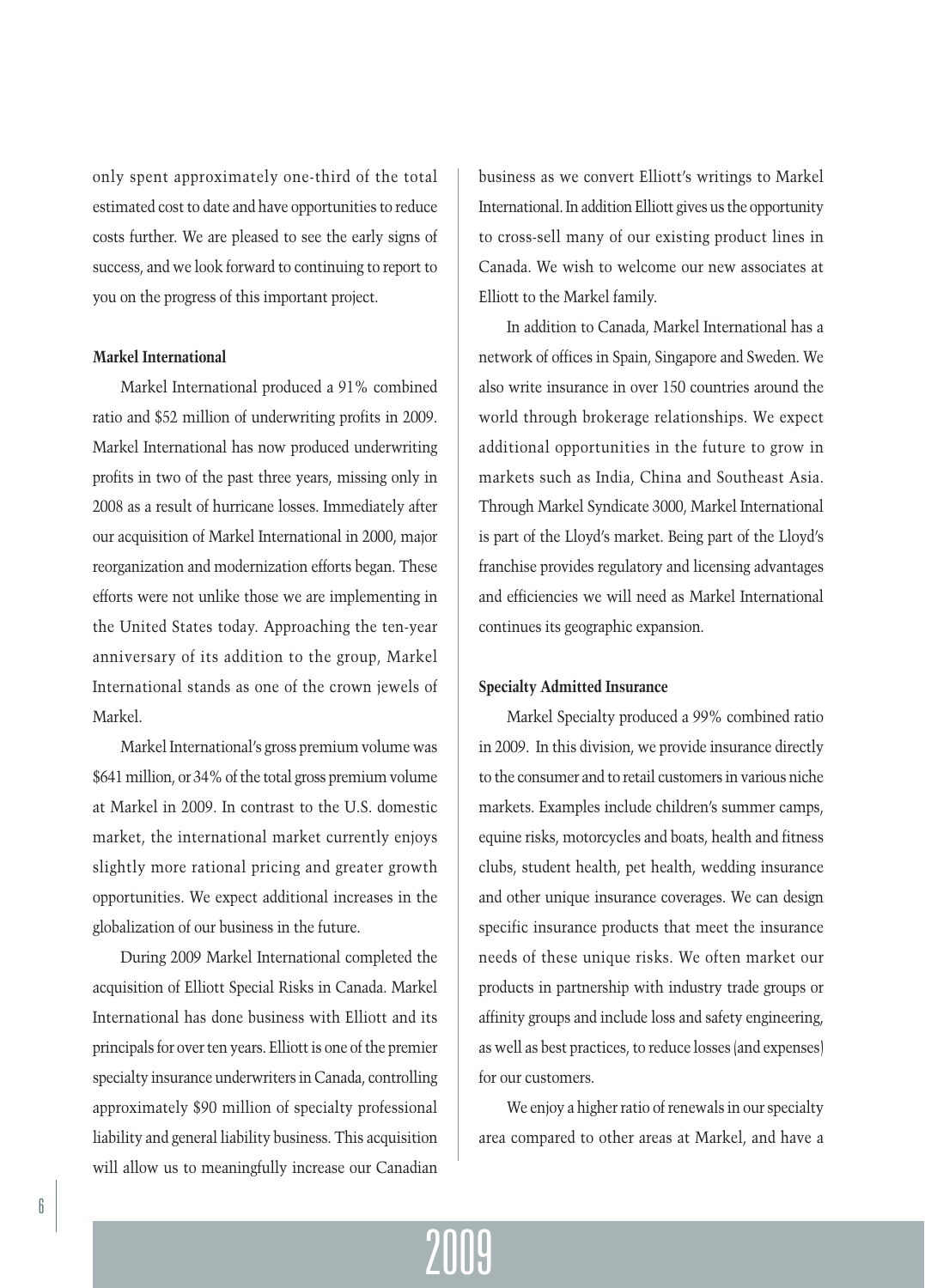only spent approximately one-third of the total estimated cost to date and have opportunities to reduce costs further. We are pleased to see the early signs of success, and we look forward to continuing to report to you on the progress of this important project.

**Markel International**

Markel International produced a 91% combined ratio and $52 million of underwriting profits in 2009. Markel International has now produced underwriting profits in two of the past three years, missing only in 2008 as a result of hurricane losses. Immediately after our acquisition of Markel International in 2000, major reorganization and modernization efforts began. These efforts were not unlike those we are implementing in the United States today. Approaching the ten-year anniversary of its addition to the group, Markel International stands as one of the crown jewels of Markel.

Markel International's gross premium volume was $641 million, or 34% of the total gross premium volume at Markel in 2009. In contrast to the U.S. domestic market, the international market currently enjoys slightly more rational pricing and greater growth opportunities. We expect additional increases in the globalization of our business in the future.

During 2009 Markel International completed the acquisition of Elliott Special Risks in Canada. Markel International has done business with Elliott and its principals for over ten years. Elliott is one of the premier specialty insurance underwriters in Canada, controlling approximately $90 million of specialty professional liability and general liability business. This acquisition will allow us to meaningfully increase our Canadian business as we convert Elliott's writings to Markel International. In addition Elliott gives us the opportunity to cross-sell many of our existing product lines in Canada. We wish to welcome our new associates at Elliott to the Markel family.

In addition to Canada, Markel International has a network of offices in Spain, Singapore and Sweden. We also write insurance in over 150 countries around the world through brokerage relationships. We expect additional opportunities in the future to grow in markets such as India, China and Southeast Asia. Through Markel Syndicate 3000, Markel International is part of the Lloyd's market. Being part of the Lloyd's franchise provides regulatory and licensing advantages and efficiencies we will need as Markel International continues its geographic expansion.

**Specialty Admitted Insurance**

Markel Specialty produced a 99% combined ratio in 2009. In this division, we provide insurance directly to the consumer and to retail customers in various niche markets. Examples include children's summer camps, equine risks, motorcycles and boats, health and fitness clubs, student health, pet health, wedding insurance and other unique insurance coverages. We can design specific insurance products that meet the insurance needs of these unique risks. We often market our products in partnership with industry trade groups or affinity groups and include loss and safety engineering, as well as best practices, to reduce losses (and expenses) for our customers.

We enjoy a higher ratio of renewals in our specialty area compared to other areas at Markel, and have a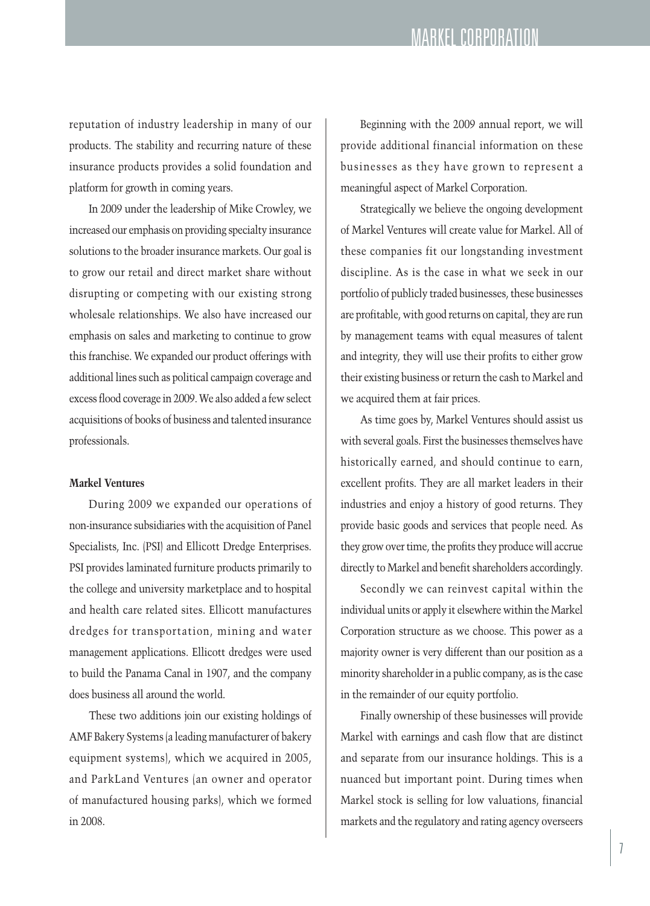reputation of industry leadership in many of our products. The stability and recurring nature of these insurance products provides a solid foundation and platform for growth in coming years.

In 2009 under the leadership of Mike Crowley, we increased our emphasis on providing specialty insurance solutions to the broader insurance markets. Our goal is to grow our retail and direct market share without disrupting or competing with our existing strong wholesale relationships. We also have increased our emphasis on sales and marketing to continue to grow this franchise. We expanded our product offerings with additional lines such as political campaign coverage and excess flood coverage in 2009. We also added a few select acquisitions of books of business and talented insurance professionals.

**Markel Ventures**

During 2009 we expanded our operations of non-insurance subsidiaries with the acquisition of Panel Specialists, Inc. (PSI) and Ellicott Dredge Enterprises. PSI provides laminated furniture products primarily to the college and university marketplace and to hospital and health care related sites. Ellicott manufactures dredges for transportation, mining and water management applications. Ellicott dredges were used to build the Panama Canal in 1907, and the company does business all around the world.

These two additions join our existing holdings of AMF Bakery Systems (a leading manufacturer of bakery equipment systems), which we acquired in 2005, and ParkLand Ventures (an owner and operator of manufactured housing parks), which we formed in 2008.

Beginning with the 2009 annual report, we will provide additional financial information on these businesses as they have grown to represent a meaningful aspect of Markel Corporation.

Strategically we believe the ongoing development of Markel Ventures will create value for Markel. All of these companies fit our longstanding investment discipline. As is the case in what we seek in our portfolio of publicly traded businesses, these businesses are profitable, with good returns on capital, they are run by management teams with equal measures of talent and integrity, they will use their profits to either grow their existing business or return the cash to Markel and we acquired them at fair prices.

As time goes by, Markel Ventures should assist us with several goals. First the businesses themselves have historically earned, and should continue to earn, excellent profits. They are all market leaders in their industries and enjoy a history of good returns. They provide basic goods and services that people need. As they grow over time, the profits they produce will accrue directly to Markel and benefit shareholders accordingly.

Secondly we can reinvest capital within the individual units or apply it elsewhere within the Markel Corporation structure as we choose. This power as a majority owner is very different than our position as a minority shareholder in a public company, as is the case in the remainder of our equity portfolio.

Finally ownership of these businesses will provide Markel with earnings and cash flow that are distinct and separate from our insurance holdings. This is a nuanced but important point. During times when Markel stock is selling for low valuations, financial markets and the regulatory and rating agency overseers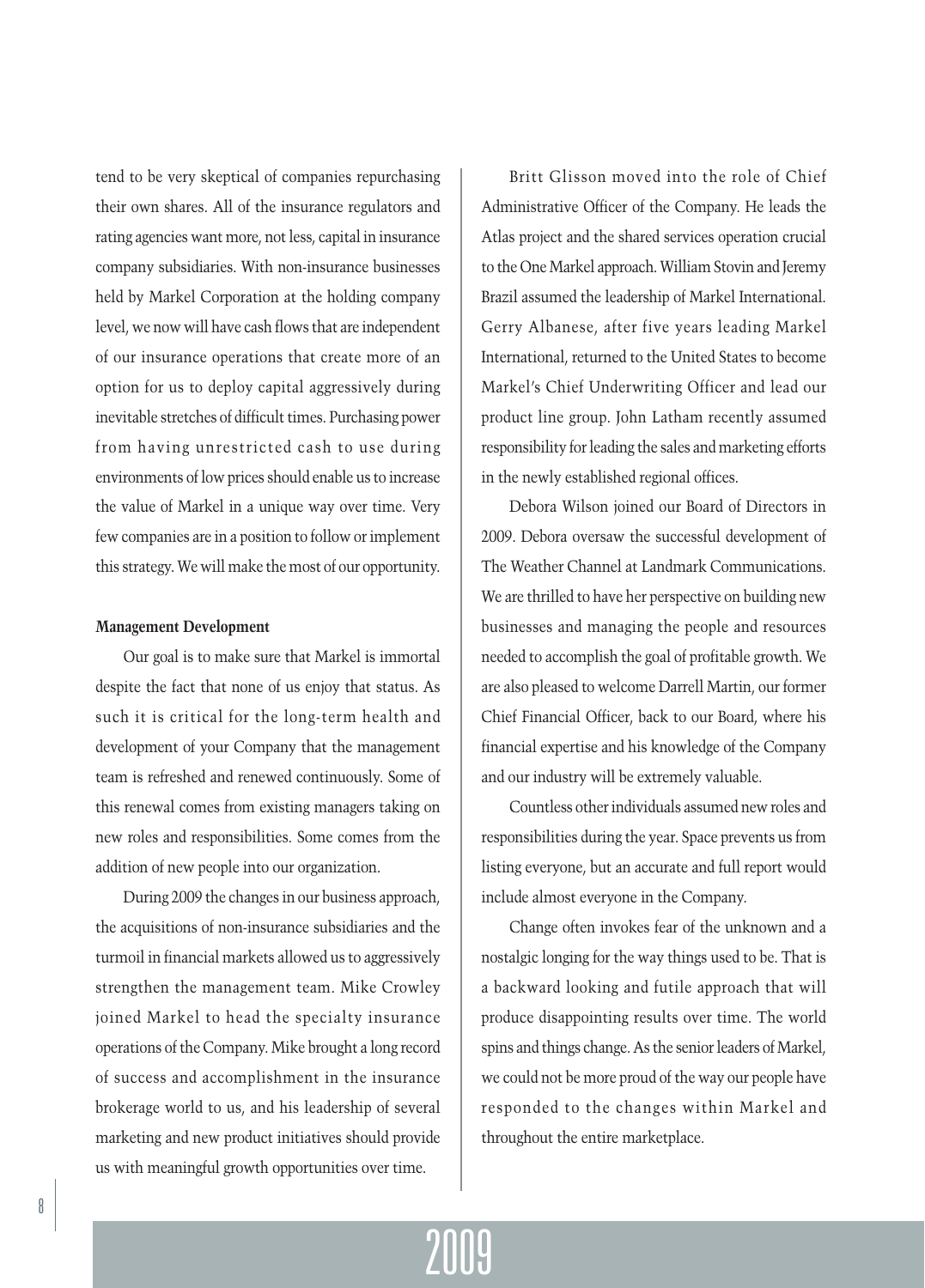tend to be very skeptical of companies repurchasing their own shares. All of the insurance regulators and rating agencies want more, not less, capital in insurance company subsidiaries. With non-insurance businesses held by Markel Corporation at the holding company level, we now will have cash flows that are independent of our insurance operations that create more of an option for us to deploy capital aggressively during inevitable stretches of difficult times. Purchasing power from having unrestricted cash to use during environments of low prices should enable us to increase the value of Markel in a unique way over time. Very few companies are in a position to follow or implement this strategy. We will make the most of our opportunity.

**Management Development**

Our goal is to make sure that Markel is immortal despite the fact that none of us enjoy that status. As such it is critical for the long-term health and development of your Company that the management team is refreshed and renewed continuously. Some of this renewal comes from existing managers taking on new roles and responsibilities. Some comes from the addition of new people into our organization.

During 2009 the changes in our business approach, the acquisitions of non-insurance subsidiaries and the turmoil in financial markets allowed us to aggressively strengthen the management team. Mike Crowley joined Markel to head the specialty insurance operations of the Company. Mike brought a long record of success and accomplishment in the insurance brokerage world to us, and his leadership of several marketing and new product initiatives should provide us with meaningful growth opportunities over time.

Britt Glisson moved into the role of Chief Administrative Officer of the Company. He leads the Atlas project and the shared services operation crucial to the One Markel approach. William Stovin and Jeremy Brazil assumed the leadership of Markel International. Gerry Albanese, after five years leading Markel International, returned to the United States to become Markel's Chief Underwriting Officer and lead our product line group. John Latham recently assumed responsibility for leading the sales and marketing efforts in the newly established regional offices.

Debora Wilson joined our Board of Directors in 2009. Debora oversaw the successful development of The Weather Channel at Landmark Communications. We are thrilled to have her perspective on building new businesses and managing the people and resources needed to accomplish the goal of profitable growth. We are also pleased to welcome Darrell Martin, our former Chief Financial Officer, back to our Board, where his financial expertise and his knowledge of the Company and our industry will be extremely valuable.

Countless other individuals assumed new roles and responsibilities during the year. Space prevents us from listing everyone, but an accurate and full report would include almost everyone in the Company.

Change often invokes fear of the unknown and a nostalgic longing for the way things used to be. That is a backward looking and futile approach that will produce disappointing results over time. The world spins and things change. As the senior leaders of Markel, we could not be more proud of the way our people have responded to the changes within Markel and throughout the entire marketplace.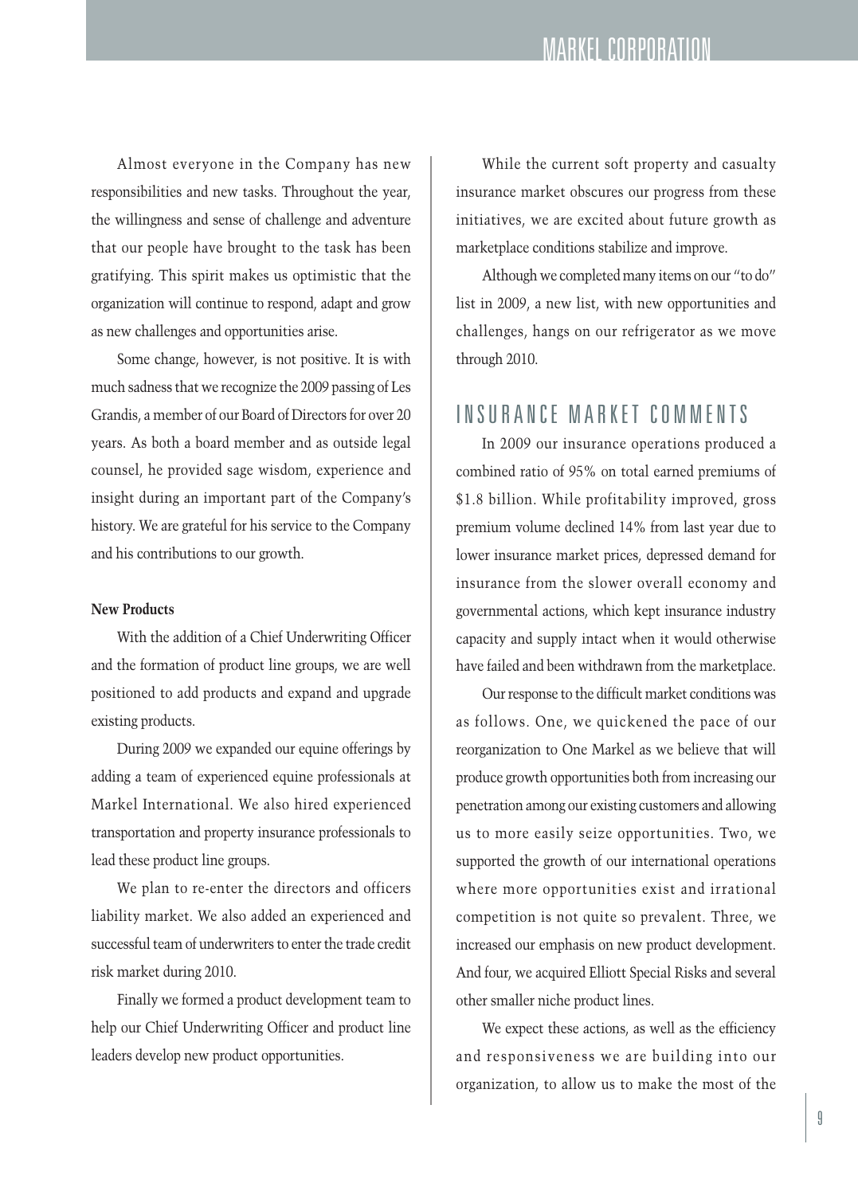Almost everyone in the Company has new responsibilities and new tasks. Throughout the year, the willingness and sense of challenge and adventure that our people have brought to the task has been gratifying. This spirit makes us optimistic that the organization will continue to respond, adapt and grow as new challenges and opportunities arise.

Some change, however, is not positive. It is with much sadness that we recognize the 2009 passing of Les Grandis, a member of our Board of Directors for over 20 years. As both a board member and as outside legal counsel, he provided sage wisdom, experience and insight during an important part of the Company's history. We are grateful for his service to the Company and his contributions to our growth.

**New Products**

With the addition of a Chief Underwriting Officer and the formation of product line groups, we are well positioned to add products and expand and upgrade existing products.

During 2009 we expanded our equine offerings by adding a team of experienced equine professionals at Markel International. We also hired experienced transportation and property insurance professionals to lead these product line groups.

We plan to re-enter the directors and officers liability market. We also added an experienced and successful team of underwriters to enter the trade credit risk market during 2010.

Finally we formed a product development team to help our Chief Underwriting Officer and product line leaders develop new product opportunities.

While the current soft property and casualty insurance market obscures our progress from these initiatives, we are excited about future growth as marketplace conditions stabilize and improve.

Although we completed many items on our "to do" list in 2009, a new list, with new opportunities and challenges, hangs on our refrigerator as we move through 2010.

## INSURANCE MARKET COMMENTS

In 2009 our insurance operations produced a combined ratio of 95% on total earned premiums of \$1.8 billion. While profitability improved, gross premium volume declined 14% from last year due to lower insurance market prices, depressed demand for insurance from the slower overall economy and governmental actions, which kept insurance industry capacity and supply intact when it would otherwise have failed and been withdrawn from the marketplace.

Our response to the difficult market conditions was as follows. One, we quickened the pace of our reorganization to One Markel as we believe that will produce growth opportunities both from increasing our penetration among our existing customers and allowing us to more easily seize opportunities. Two, we supported the growth of our international operations where more opportunities exist and irrational competition is not quite so prevalent. Three, we increased our emphasis on new product development. And four, we acquired Elliott Special Risks and several other smaller niche product lines.

We expect these actions, as well as the efficiency and responsiveness we are building into our organization, to allow us to make the most of the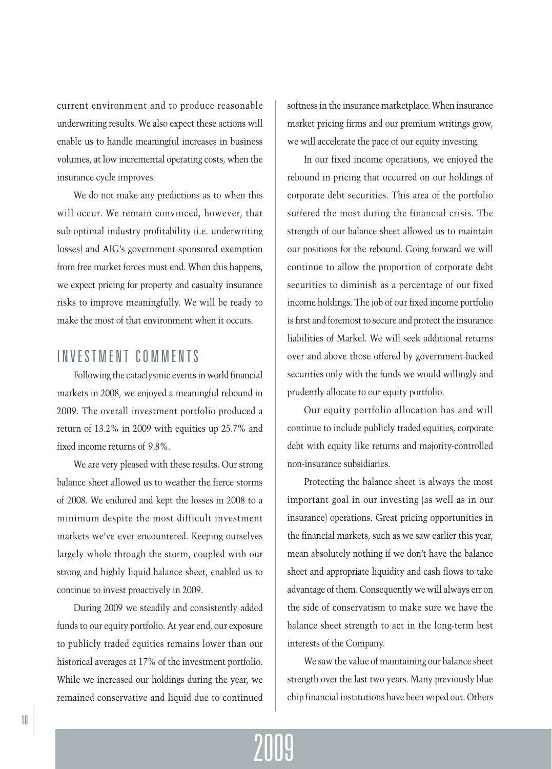current environment and to produce reasonable underwriting results. We also expect these actions will enable us to handle meaningful increases in business volumes, at low incremental operating costs, when the insurance cycle improves.

We do not make any predictions as to when this will occur. We remain convinced, however, that sub-optimal industry profitability (i.e. underwriting losses) and AIG's government-sponsored exemption from free market forces must end. When this happens, we expect pricing for property and casualty insurance risks to improve meaningfully. We will be ready to make the most of that environment when it occurs.

## INVESTMENT COMMENTS

Following the cataclysmic events in world financial markets in 2008, we enjoyed a meaningful rebound in 2009. The overall investment portfolio produced a return of 13.2% in 2009 with equities up 25.7% and fixed income returns of 9.8%.

We are very pleased with these results. Our strong balance sheet allowed us to weather the fierce storms of 2008. We endured and kept the losses in 2008 to a minimum despite the most difficult investment markets we've ever encountered. Keeping ourselves largely whole through the storm, coupled with our strong and highly liquid balance sheet, enabled us to continue to invest proactively in 2009.

During 2009 we steadily and consistently added funds to our equity portfolio. At year end, our exposure to publicly traded equities remains lower than our historical averages at 17% of the investment portfolio. While we increased our holdings during the year, we remained conservative and liquid due to continued softness in the insurance marketplace. When insurance market pricing firms and our premium writings grow, we will accelerate the pace of our equity investing.

In our fixed income operations, we enjoyed the rebound in pricing that occurred on our holdings of corporate debt securities. This area of the portfolio suffered the most during the financial crisis. The strength of our balance sheet allowed us to maintain our positions for the rebound. Going forward we will continue to allow the proportion of corporate debt securities to diminish as a percentage of our fixed income holdings. The job of our fixed income portfolio is first and foremost to secure and protect the insurance liabilities of Markel. We will seek additional returns over and above those offered by government-backed securities only with the funds we would willingly and prudently allocate to our equity portfolio.

Our equity portfolio allocation has and will continue to include publicly traded equities, corporate debt with equity like returns and majority-controlled non-insurance subsidiaries.

Protecting the balance sheet is always the most important goal in our investing (as well as in our insurance) operations. Great pricing opportunities in the financial markets, such as we saw earlier this year, mean absolutely nothing if we don't have the balance sheet and appropriate liquidity and cash flows to take advantage of them. Consequently we will always err on the side of conservatism to make sure we have the balance sheet strength to act in the long-term best interests of the Company.

We saw the value of maintaining our balance sheet strength over the last two years. Many previously blue chip financial institutions have been wiped out. Others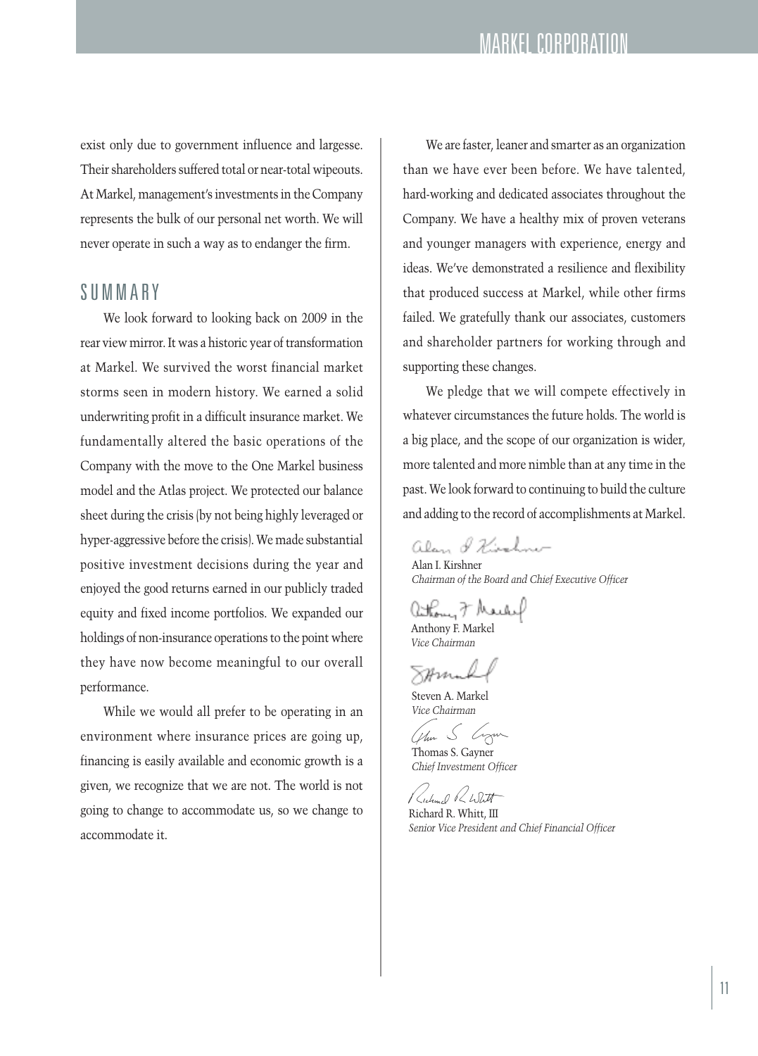exist only due to government influence and largesse. Their shareholders suffered total or near-total wipeouts. At Markel, management's investments in the Company represents the bulk of our personal net worth. We will never operate in such a way as to endanger the firm.

## SUMMARY

We look forward to looking back on 2009 in the rear view mirror. It was a historic year of transformation at Markel. We survived the worst financial market storms seen in modern history. We earned a solid underwriting profit in a difficult insurance market. We fundamentally altered the basic operations of the Company with the move to the One Markel business model and the Atlas project. We protected our balance sheet during the crisis (by not being highly leveraged or hyper-aggressive before the crisis). We made substantial positive investment decisions during the year and enjoyed the good returns earned in our publicly traded equity and fixed income portfolios. We expanded our holdings of non-insurance operations to the point where they have now become meaningful to our overall performance.

While we would all prefer to be operating in an environment where insurance prices are going up, financing is easily available and economic growth is a given, we recognize that we are not. The world is not going to change to accommodate us, so we change to accommodate it.

We are faster, leaner and smarter as an organization than we have ever been before. We have talented, hard-working and dedicated associates throughout the Company. We have a healthy mix of proven veterans and younger managers with experience, energy and ideas. We've demonstrated a resilience and flexibility that produced success at Markel, while other firms failed. We gratefully thank our associates, customers and shareholder partners for working through and supporting these changes.

We pledge that we will compete effectively in whatever circumstances the future holds. The world is a big place, and the scope of our organization is wider, more talented and more nimble than at any time in the past. We look forward to continuing to build the culture and adding to the record of accomplishments at Markel.

Alan I. Kirshner
*Chairman of the Board and Chief Executive Officer*

Anthony F. Markel
*Vice Chairman*

Steven A. Markel
*Vice Chairman*

Thomas S. Gayner
*Chief Investment Officer*

Richard R. Whitt, III
*Senior Vice President and Chief Financial Officer*